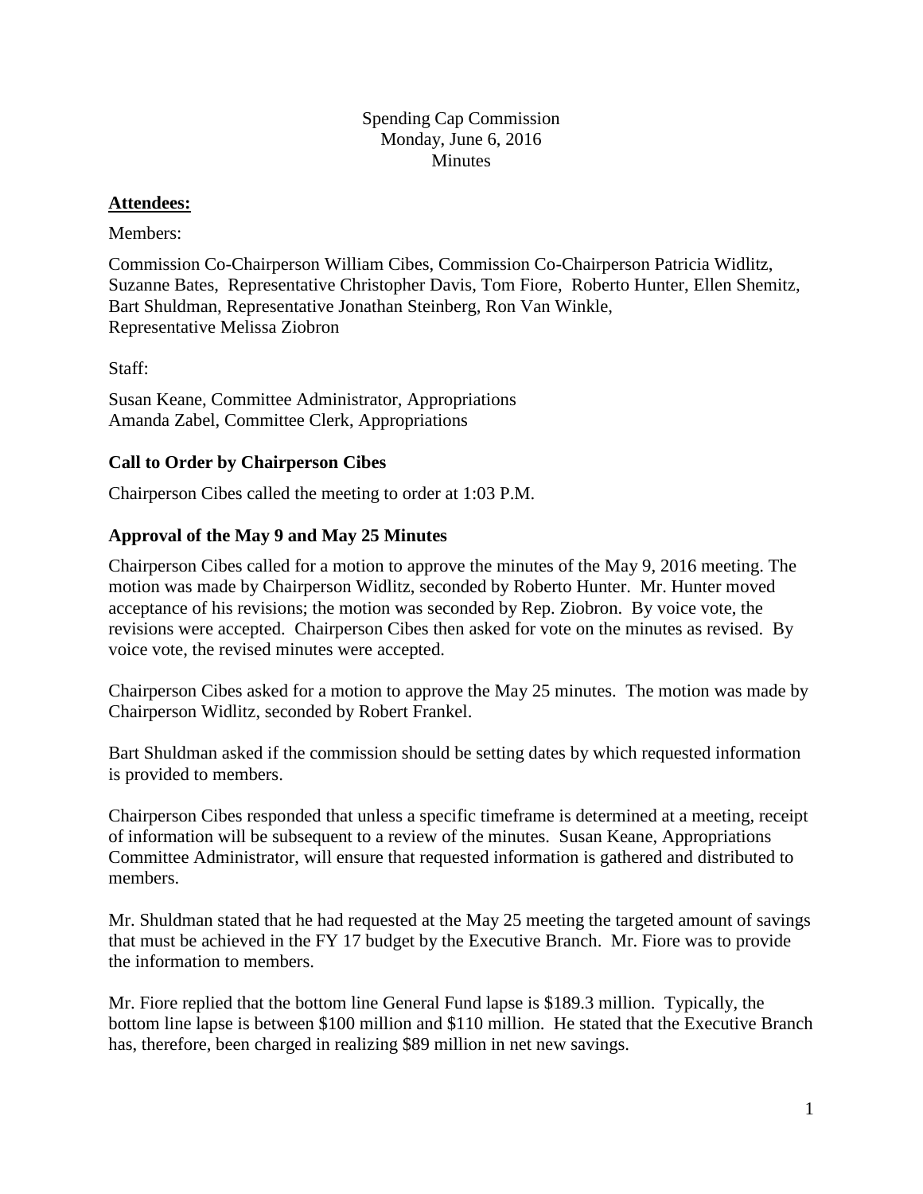Spending Cap Commission
Monday, June 6, 2016
Minutes

**Attendees:**

Members:

Commission Co-Chairperson William Cibes, Commission Co-Chairperson Patricia Widlitz, Suzanne Bates, Representative Christopher Davis, Tom Fiore, Roberto Hunter, Ellen Shemitz, Bart Shuldman, Representative Jonathan Steinberg, Ron Van Winkle, Representative Melissa Ziobron

Staff:

Susan Keane, Committee Administrator, Appropriations
Amanda Zabel, Committee Clerk, Appropriations

### Call to Order by Chairperson Cibes

Chairperson Cibes called the meeting to order at 1:03 P.M.

### Approval of the May 9 and May 25 Minutes

Chairperson Cibes called for a motion to approve the minutes of the May 9, 2016 meeting. The motion was made by Chairperson Widlitz, seconded by Roberto Hunter. Mr. Hunter moved acceptance of his revisions; the motion was seconded by Rep. Ziobron. By voice vote, the revisions were accepted. Chairperson Cibes then asked for vote on the minutes as revised. By voice vote, the revised minutes were accepted.

Chairperson Cibes asked for a motion to approve the May 25 minutes. The motion was made by Chairperson Widlitz, seconded by Robert Frankel.

Bart Shuldman asked if the commission should be setting dates by which requested information is provided to members.

Chairperson Cibes responded that unless a specific timeframe is determined at a meeting, receipt of information will be subsequent to a review of the minutes. Susan Keane, Appropriations Committee Administrator, will ensure that requested information is gathered and distributed to members.

Mr. Shuldman stated that he had requested at the May 25 meeting the targeted amount of savings that must be achieved in the FY 17 budget by the Executive Branch. Mr. Fiore was to provide the information to members.

Mr. Fiore replied that the bottom line General Fund lapse is $189.3 million. Typically, the bottom line lapse is between $100 million and $110 million. He stated that the Executive Branch has, therefore, been charged in realizing $89 million in net new savings.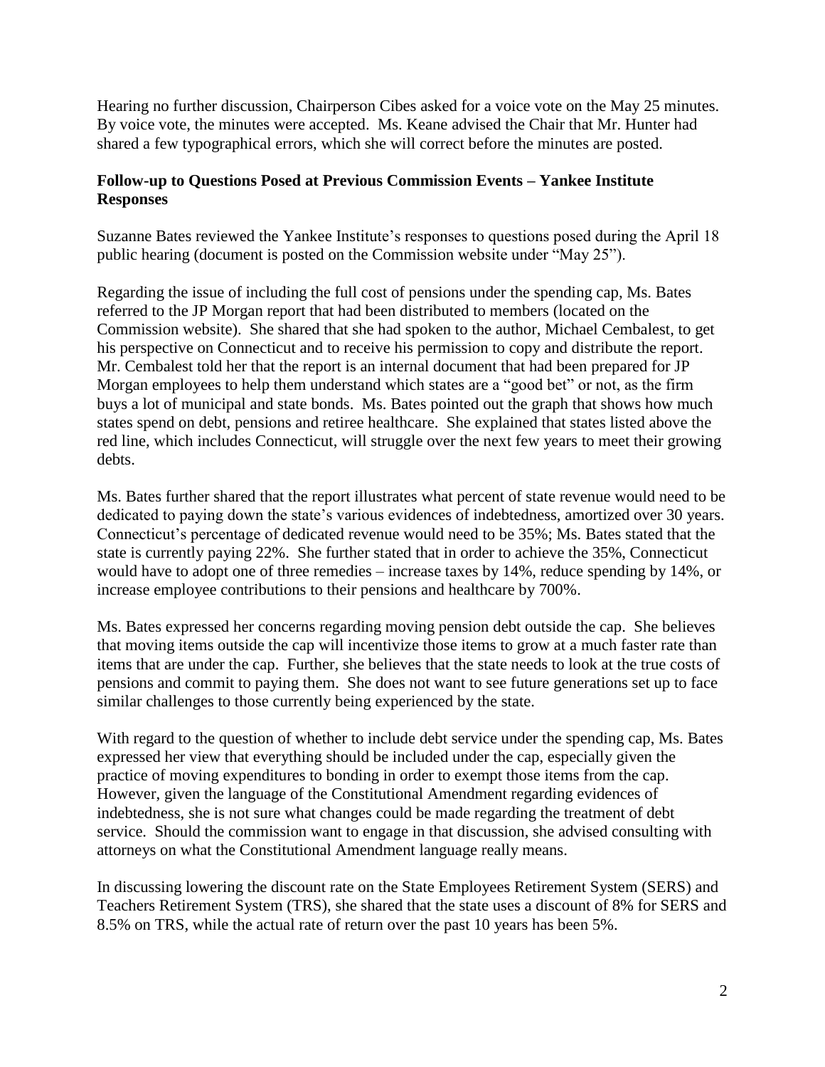Hearing no further discussion, Chairperson Cibes asked for a voice vote on the May 25 minutes. By voice vote, the minutes were accepted. Ms. Keane advised the Chair that Mr. Hunter had shared a few typographical errors, which she will correct before the minutes are posted.

**Follow-up to Questions Posed at Previous Commission Events – Yankee Institute Responses**

Suzanne Bates reviewed the Yankee Institute's responses to questions posed during the April 18 public hearing (document is posted on the Commission website under "May 25").

Regarding the issue of including the full cost of pensions under the spending cap, Ms. Bates referred to the JP Morgan report that had been distributed to members (located on the Commission website). She shared that she had spoken to the author, Michael Cembalest, to get his perspective on Connecticut and to receive his permission to copy and distribute the report. Mr. Cembalest told her that the report is an internal document that had been prepared for JP Morgan employees to help them understand which states are a "good bet" or not, as the firm buys a lot of municipal and state bonds. Ms. Bates pointed out the graph that shows how much states spend on debt, pensions and retiree healthcare. She explained that states listed above the red line, which includes Connecticut, will struggle over the next few years to meet their growing debts.

Ms. Bates further shared that the report illustrates what percent of state revenue would need to be dedicated to paying down the state's various evidences of indebtedness, amortized over 30 years. Connecticut's percentage of dedicated revenue would need to be 35%; Ms. Bates stated that the state is currently paying 22%. She further stated that in order to achieve the 35%, Connecticut would have to adopt one of three remedies – increase taxes by 14%, reduce spending by 14%, or increase employee contributions to their pensions and healthcare by 700%.

Ms. Bates expressed her concerns regarding moving pension debt outside the cap. She believes that moving items outside the cap will incentivize those items to grow at a much faster rate than items that are under the cap. Further, she believes that the state needs to look at the true costs of pensions and commit to paying them. She does not want to see future generations set up to face similar challenges to those currently being experienced by the state.

With regard to the question of whether to include debt service under the spending cap, Ms. Bates expressed her view that everything should be included under the cap, especially given the practice of moving expenditures to bonding in order to exempt those items from the cap. However, given the language of the Constitutional Amendment regarding evidences of indebtedness, she is not sure what changes could be made regarding the treatment of debt service. Should the commission want to engage in that discussion, she advised consulting with attorneys on what the Constitutional Amendment language really means.

In discussing lowering the discount rate on the State Employees Retirement System (SERS) and Teachers Retirement System (TRS), she shared that the state uses a discount of 8% for SERS and 8.5% on TRS, while the actual rate of return over the past 10 years has been 5%.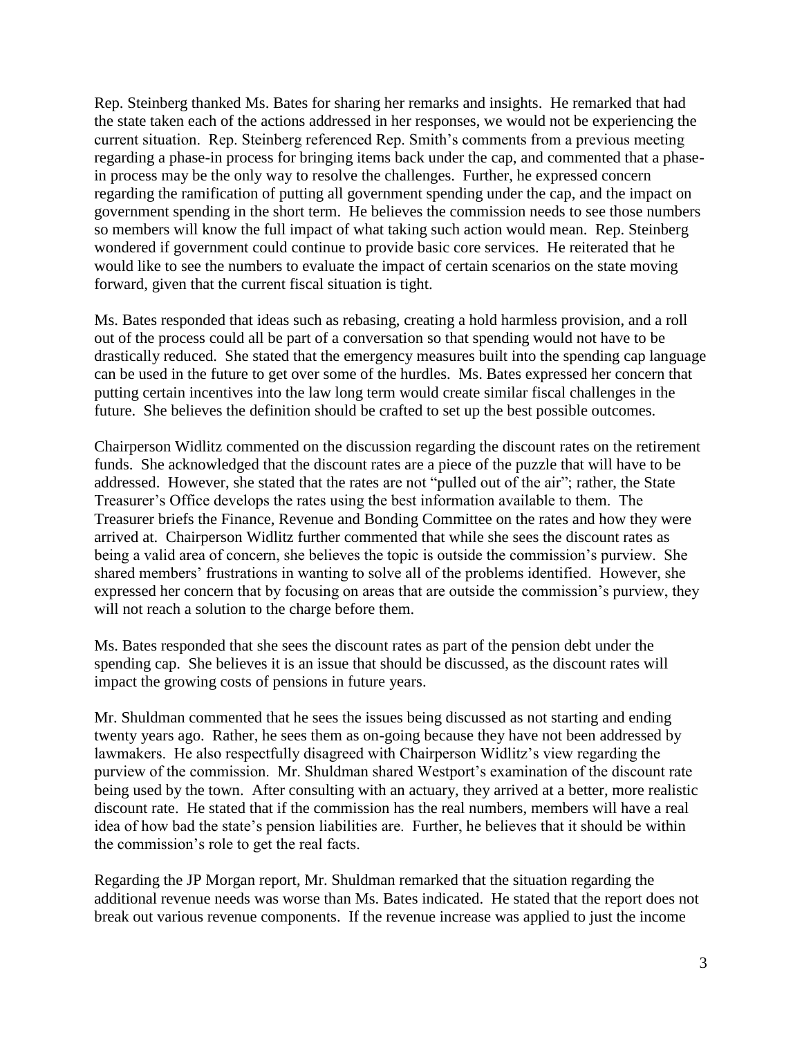Rep. Steinberg thanked Ms. Bates for sharing her remarks and insights. He remarked that had the state taken each of the actions addressed in her responses, we would not be experiencing the current situation. Rep. Steinberg referenced Rep. Smith's comments from a previous meeting regarding a phase-in process for bringing items back under the cap, and commented that a phase-in process may be the only way to resolve the challenges. Further, he expressed concern regarding the ramification of putting all government spending under the cap, and the impact on government spending in the short term. He believes the commission needs to see those numbers so members will know the full impact of what taking such action would mean. Rep. Steinberg wondered if government could continue to provide basic core services. He reiterated that he would like to see the numbers to evaluate the impact of certain scenarios on the state moving forward, given that the current fiscal situation is tight.

Ms. Bates responded that ideas such as rebasing, creating a hold harmless provision, and a roll out of the process could all be part of a conversation so that spending would not have to be drastically reduced. She stated that the emergency measures built into the spending cap language can be used in the future to get over some of the hurdles. Ms. Bates expressed her concern that putting certain incentives into the law long term would create similar fiscal challenges in the future. She believes the definition should be crafted to set up the best possible outcomes.

Chairperson Widlitz commented on the discussion regarding the discount rates on the retirement funds. She acknowledged that the discount rates are a piece of the puzzle that will have to be addressed. However, she stated that the rates are not "pulled out of the air"; rather, the State Treasurer's Office develops the rates using the best information available to them. The Treasurer briefs the Finance, Revenue and Bonding Committee on the rates and how they were arrived at. Chairperson Widlitz further commented that while she sees the discount rates as being a valid area of concern, she believes the topic is outside the commission's purview. She shared members' frustrations in wanting to solve all of the problems identified. However, she expressed her concern that by focusing on areas that are outside the commission's purview, they will not reach a solution to the charge before them.

Ms. Bates responded that she sees the discount rates as part of the pension debt under the spending cap. She believes it is an issue that should be discussed, as the discount rates will impact the growing costs of pensions in future years.

Mr. Shuldman commented that he sees the issues being discussed as not starting and ending twenty years ago. Rather, he sees them as on-going because they have not been addressed by lawmakers. He also respectfully disagreed with Chairperson Widlitz's view regarding the purview of the commission. Mr. Shuldman shared Westport's examination of the discount rate being used by the town. After consulting with an actuary, they arrived at a better, more realistic discount rate. He stated that if the commission has the real numbers, members will have a real idea of how bad the state's pension liabilities are. Further, he believes that it should be within the commission's role to get the real facts.

Regarding the JP Morgan report, Mr. Shuldman remarked that the situation regarding the additional revenue needs was worse than Ms. Bates indicated. He stated that the report does not break out various revenue components. If the revenue increase was applied to just the income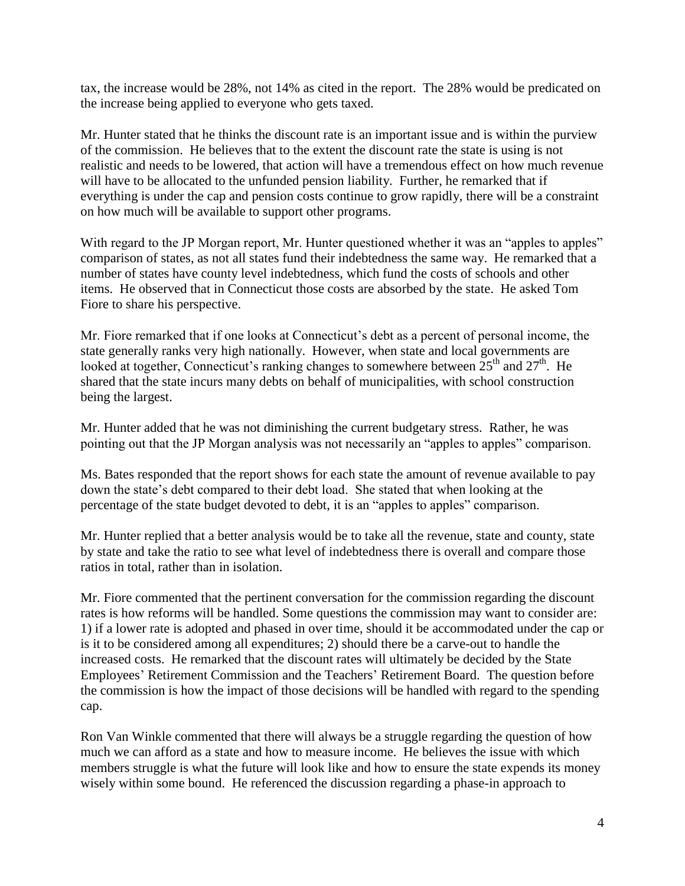tax, the increase would be 28%, not 14% as cited in the report. The 28% would be predicated on the increase being applied to everyone who gets taxed.

Mr. Hunter stated that he thinks the discount rate is an important issue and is within the purview of the commission. He believes that to the extent the discount rate the state is using is not realistic and needs to be lowered, that action will have a tremendous effect on how much revenue will have to be allocated to the unfunded pension liability. Further, he remarked that if everything is under the cap and pension costs continue to grow rapidly, there will be a constraint on how much will be available to support other programs.

With regard to the JP Morgan report, Mr. Hunter questioned whether it was an "apples to apples" comparison of states, as not all states fund their indebtedness the same way. He remarked that a number of states have county level indebtedness, which fund the costs of schools and other items. He observed that in Connecticut those costs are absorbed by the state. He asked Tom Fiore to share his perspective.

Mr. Fiore remarked that if one looks at Connecticut's debt as a percent of personal income, the state generally ranks very high nationally. However, when state and local governments are looked at together, Connecticut's ranking changes to somewhere between 25th and 27th. He shared that the state incurs many debts on behalf of municipalities, with school construction being the largest.

Mr. Hunter added that he was not diminishing the current budgetary stress. Rather, he was pointing out that the JP Morgan analysis was not necessarily an "apples to apples" comparison.

Ms. Bates responded that the report shows for each state the amount of revenue available to pay down the state's debt compared to their debt load. She stated that when looking at the percentage of the state budget devoted to debt, it is an "apples to apples" comparison.

Mr. Hunter replied that a better analysis would be to take all the revenue, state and county, state by state and take the ratio to see what level of indebtedness there is overall and compare those ratios in total, rather than in isolation.

Mr. Fiore commented that the pertinent conversation for the commission regarding the discount rates is how reforms will be handled. Some questions the commission may want to consider are: 1) if a lower rate is adopted and phased in over time, should it be accommodated under the cap or is it to be considered among all expenditures; 2) should there be a carve-out to handle the increased costs. He remarked that the discount rates will ultimately be decided by the State Employees' Retirement Commission and the Teachers' Retirement Board. The question before the commission is how the impact of those decisions will be handled with regard to the spending cap.

Ron Van Winkle commented that there will always be a struggle regarding the question of how much we can afford as a state and how to measure income. He believes the issue with which members struggle is what the future will look like and how to ensure the state expends its money wisely within some bound. He referenced the discussion regarding a phase-in approach to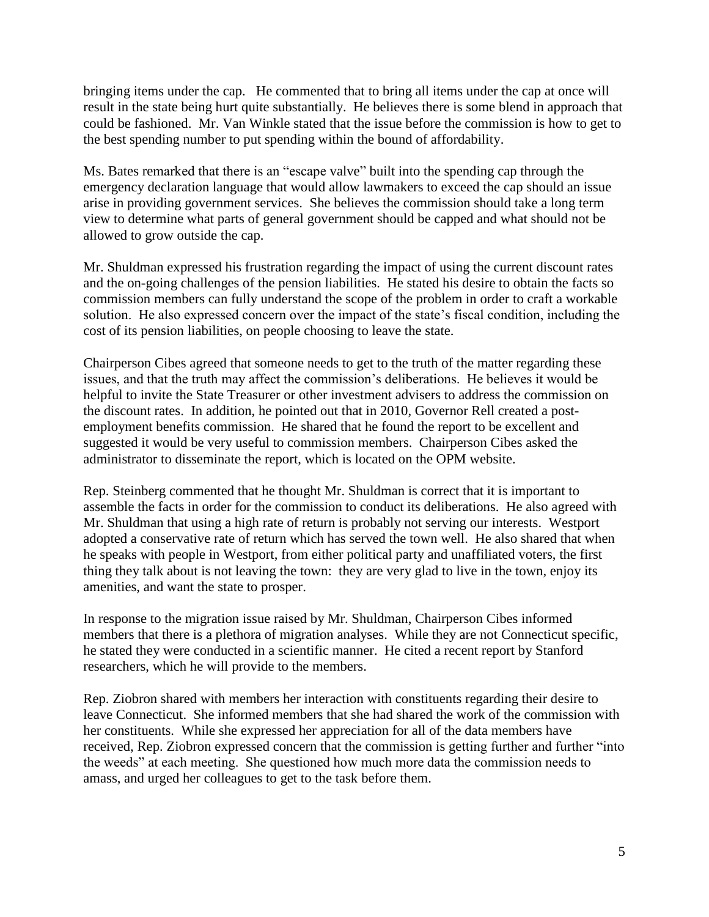bringing items under the cap. He commented that to bring all items under the cap at once will result in the state being hurt quite substantially. He believes there is some blend in approach that could be fashioned. Mr. Van Winkle stated that the issue before the commission is how to get to the best spending number to put spending within the bound of affordability.

Ms. Bates remarked that there is an "escape valve" built into the spending cap through the emergency declaration language that would allow lawmakers to exceed the cap should an issue arise in providing government services. She believes the commission should take a long term view to determine what parts of general government should be capped and what should not be allowed to grow outside the cap.

Mr. Shuldman expressed his frustration regarding the impact of using the current discount rates and the on-going challenges of the pension liabilities. He stated his desire to obtain the facts so commission members can fully understand the scope of the problem in order to craft a workable solution. He also expressed concern over the impact of the state's fiscal condition, including the cost of its pension liabilities, on people choosing to leave the state.

Chairperson Cibes agreed that someone needs to get to the truth of the matter regarding these issues, and that the truth may affect the commission's deliberations. He believes it would be helpful to invite the State Treasurer or other investment advisers to address the commission on the discount rates. In addition, he pointed out that in 2010, Governor Rell created a post-employment benefits commission. He shared that he found the report to be excellent and suggested it would be very useful to commission members. Chairperson Cibes asked the administrator to disseminate the report, which is located on the OPM website.

Rep. Steinberg commented that he thought Mr. Shuldman is correct that it is important to assemble the facts in order for the commission to conduct its deliberations. He also agreed with Mr. Shuldman that using a high rate of return is probably not serving our interests. Westport adopted a conservative rate of return which has served the town well. He also shared that when he speaks with people in Westport, from either political party and unaffiliated voters, the first thing they talk about is not leaving the town: they are very glad to live in the town, enjoy its amenities, and want the state to prosper.

In response to the migration issue raised by Mr. Shuldman, Chairperson Cibes informed members that there is a plethora of migration analyses. While they are not Connecticut specific, he stated they were conducted in a scientific manner. He cited a recent report by Stanford researchers, which he will provide to the members.

Rep. Ziobron shared with members her interaction with constituents regarding their desire to leave Connecticut. She informed members that she had shared the work of the commission with her constituents. While she expressed her appreciation for all of the data members have received, Rep. Ziobron expressed concern that the commission is getting further and further "into the weeds" at each meeting. She questioned how much more data the commission needs to amass, and urged her colleagues to get to the task before them.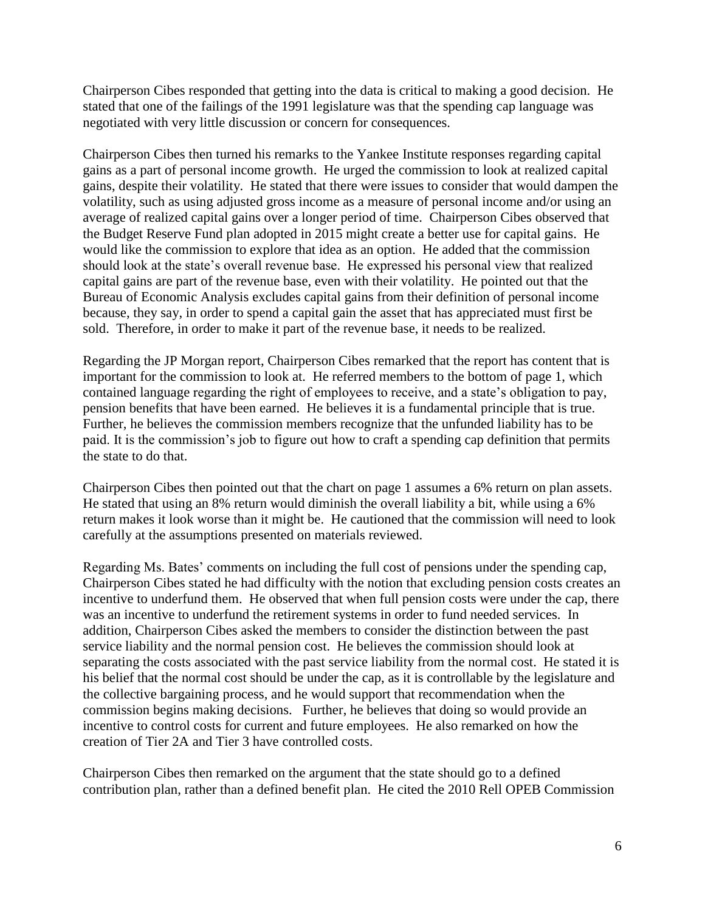Chairperson Cibes responded that getting into the data is critical to making a good decision. He stated that one of the failings of the 1991 legislature was that the spending cap language was negotiated with very little discussion or concern for consequences.

Chairperson Cibes then turned his remarks to the Yankee Institute responses regarding capital gains as a part of personal income growth. He urged the commission to look at realized capital gains, despite their volatility. He stated that there were issues to consider that would dampen the volatility, such as using adjusted gross income as a measure of personal income and/or using an average of realized capital gains over a longer period of time. Chairperson Cibes observed that the Budget Reserve Fund plan adopted in 2015 might create a better use for capital gains. He would like the commission to explore that idea as an option. He added that the commission should look at the state's overall revenue base. He expressed his personal view that realized capital gains are part of the revenue base, even with their volatility. He pointed out that the Bureau of Economic Analysis excludes capital gains from their definition of personal income because, they say, in order to spend a capital gain the asset that has appreciated must first be sold. Therefore, in order to make it part of the revenue base, it needs to be realized.

Regarding the JP Morgan report, Chairperson Cibes remarked that the report has content that is important for the commission to look at. He referred members to the bottom of page 1, which contained language regarding the right of employees to receive, and a state's obligation to pay, pension benefits that have been earned. He believes it is a fundamental principle that is true. Further, he believes the commission members recognize that the unfunded liability has to be paid. It is the commission's job to figure out how to craft a spending cap definition that permits the state to do that.

Chairperson Cibes then pointed out that the chart on page 1 assumes a 6% return on plan assets. He stated that using an 8% return would diminish the overall liability a bit, while using a 6% return makes it look worse than it might be. He cautioned that the commission will need to look carefully at the assumptions presented on materials reviewed.

Regarding Ms. Bates' comments on including the full cost of pensions under the spending cap, Chairperson Cibes stated he had difficulty with the notion that excluding pension costs creates an incentive to underfund them. He observed that when full pension costs were under the cap, there was an incentive to underfund the retirement systems in order to fund needed services. In addition, Chairperson Cibes asked the members to consider the distinction between the past service liability and the normal pension cost. He believes the commission should look at separating the costs associated with the past service liability from the normal cost. He stated it is his belief that the normal cost should be under the cap, as it is controllable by the legislature and the collective bargaining process, and he would support that recommendation when the commission begins making decisions. Further, he believes that doing so would provide an incentive to control costs for current and future employees. He also remarked on how the creation of Tier 2A and Tier 3 have controlled costs.

Chairperson Cibes then remarked on the argument that the state should go to a defined contribution plan, rather than a defined benefit plan. He cited the 2010 Rell OPEB Commission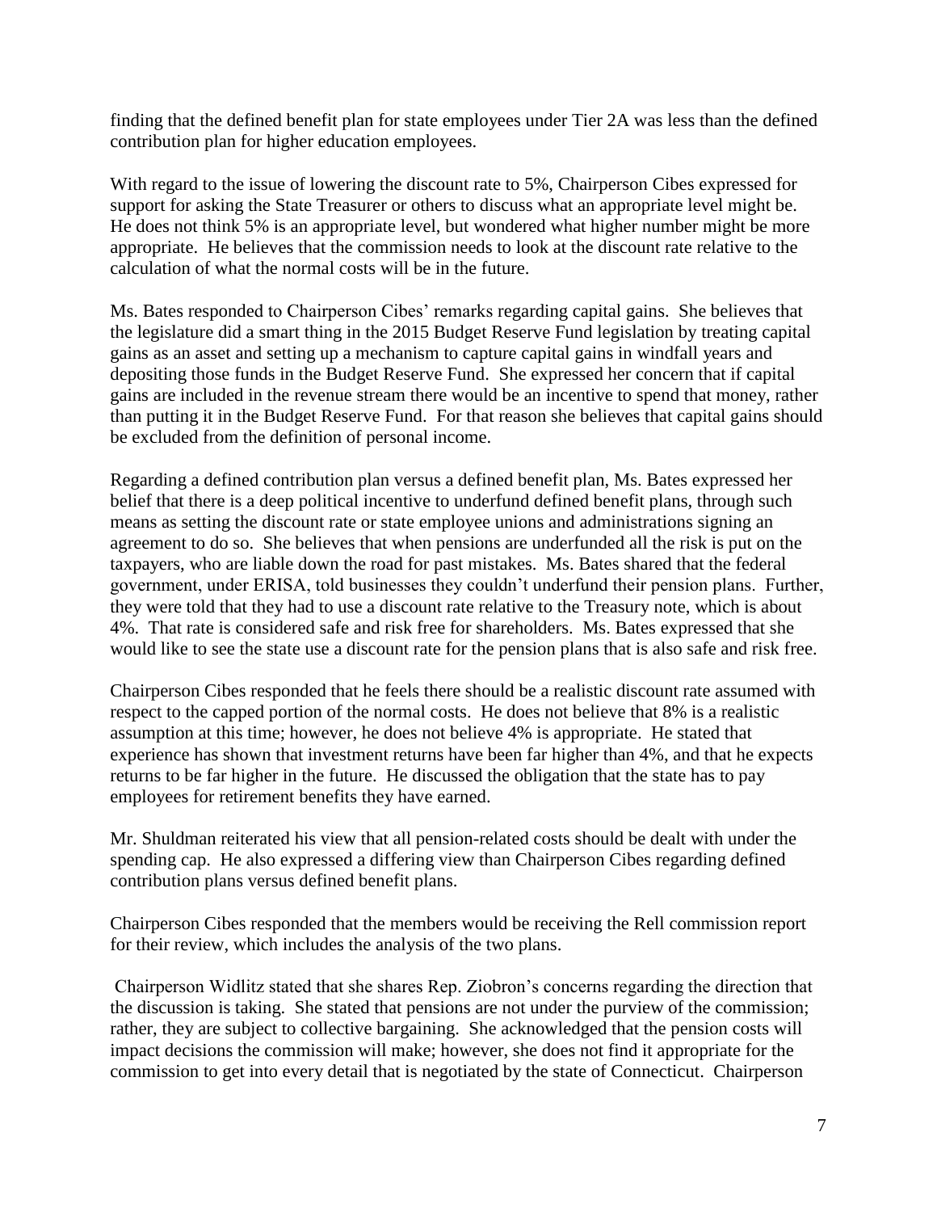finding that the defined benefit plan for state employees under Tier 2A was less than the defined contribution plan for higher education employees.

With regard to the issue of lowering the discount rate to 5%, Chairperson Cibes expressed for support for asking the State Treasurer or others to discuss what an appropriate level might be. He does not think 5% is an appropriate level, but wondered what higher number might be more appropriate. He believes that the commission needs to look at the discount rate relative to the calculation of what the normal costs will be in the future.

Ms. Bates responded to Chairperson Cibes' remarks regarding capital gains. She believes that the legislature did a smart thing in the 2015 Budget Reserve Fund legislation by treating capital gains as an asset and setting up a mechanism to capture capital gains in windfall years and depositing those funds in the Budget Reserve Fund. She expressed her concern that if capital gains are included in the revenue stream there would be an incentive to spend that money, rather than putting it in the Budget Reserve Fund. For that reason she believes that capital gains should be excluded from the definition of personal income.

Regarding a defined contribution plan versus a defined benefit plan, Ms. Bates expressed her belief that there is a deep political incentive to underfund defined benefit plans, through such means as setting the discount rate or state employee unions and administrations signing an agreement to do so. She believes that when pensions are underfunded all the risk is put on the taxpayers, who are liable down the road for past mistakes. Ms. Bates shared that the federal government, under ERISA, told businesses they couldn't underfund their pension plans. Further, they were told that they had to use a discount rate relative to the Treasury note, which is about 4%. That rate is considered safe and risk free for shareholders. Ms. Bates expressed that she would like to see the state use a discount rate for the pension plans that is also safe and risk free.

Chairperson Cibes responded that he feels there should be a realistic discount rate assumed with respect to the capped portion of the normal costs. He does not believe that 8% is a realistic assumption at this time; however, he does not believe 4% is appropriate. He stated that experience has shown that investment returns have been far higher than 4%, and that he expects returns to be far higher in the future. He discussed the obligation that the state has to pay employees for retirement benefits they have earned.

Mr. Shuldman reiterated his view that all pension-related costs should be dealt with under the spending cap. He also expressed a differing view than Chairperson Cibes regarding defined contribution plans versus defined benefit plans.

Chairperson Cibes responded that the members would be receiving the Rell commission report for their review, which includes the analysis of the two plans.

Chairperson Widlitz stated that she shares Rep. Ziobron's concerns regarding the direction that the discussion is taking. She stated that pensions are not under the purview of the commission; rather, they are subject to collective bargaining. She acknowledged that the pension costs will impact decisions the commission will make; however, she does not find it appropriate for the commission to get into every detail that is negotiated by the state of Connecticut. Chairperson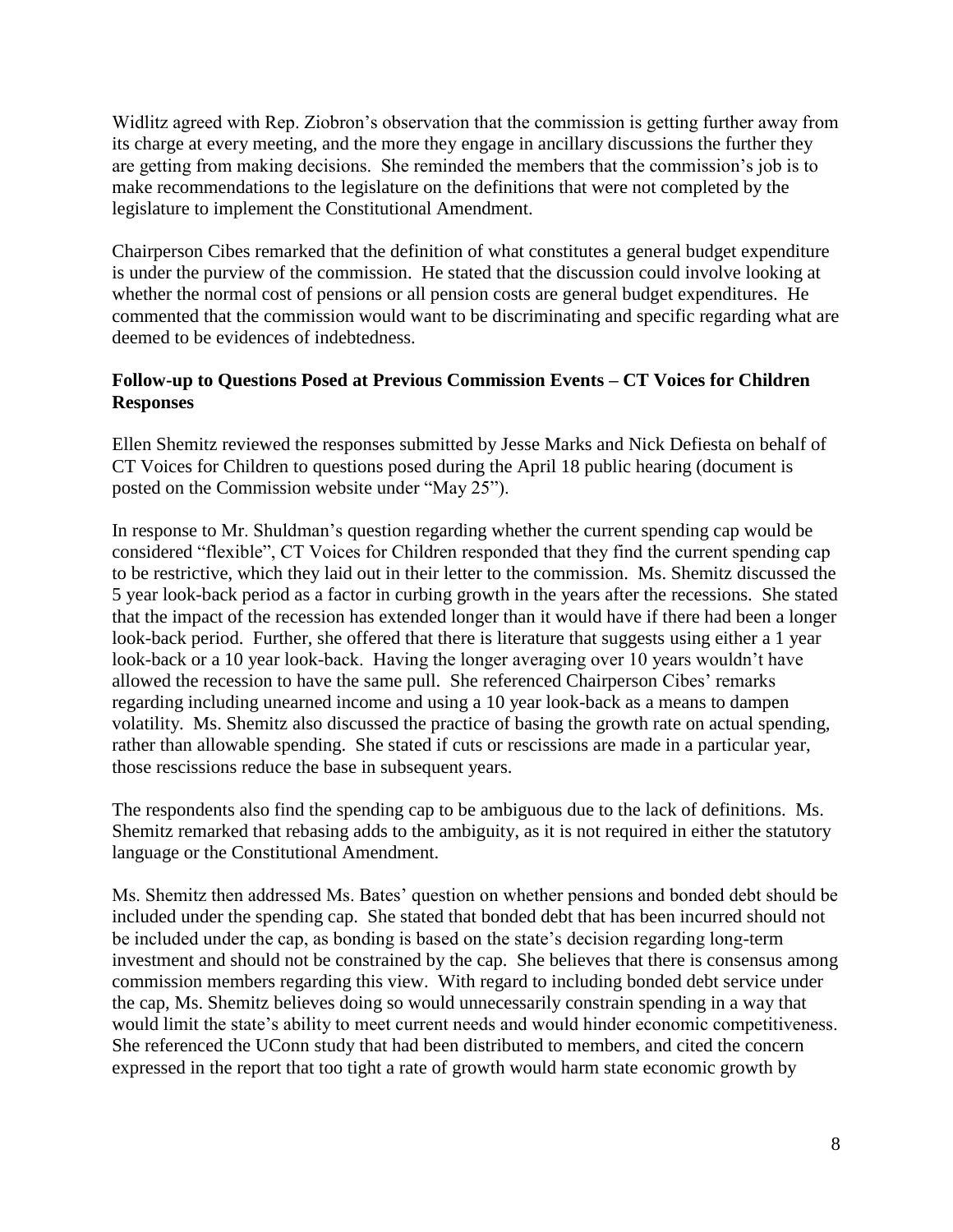Widlitz agreed with Rep. Ziobron's observation that the commission is getting further away from its charge at every meeting, and the more they engage in ancillary discussions the further they are getting from making decisions. She reminded the members that the commission's job is to make recommendations to the legislature on the definitions that were not completed by the legislature to implement the Constitutional Amendment.

Chairperson Cibes remarked that the definition of what constitutes a general budget expenditure is under the purview of the commission. He stated that the discussion could involve looking at whether the normal cost of pensions or all pension costs are general budget expenditures. He commented that the commission would want to be discriminating and specific regarding what are deemed to be evidences of indebtedness.

**Follow-up to Questions Posed at Previous Commission Events – CT Voices for Children Responses**

Ellen Shemitz reviewed the responses submitted by Jesse Marks and Nick Defiesta on behalf of CT Voices for Children to questions posed during the April 18 public hearing (document is posted on the Commission website under "May 25").

In response to Mr. Shuldman's question regarding whether the current spending cap would be considered "flexible", CT Voices for Children responded that they find the current spending cap to be restrictive, which they laid out in their letter to the commission. Ms. Shemitz discussed the 5 year look-back period as a factor in curbing growth in the years after the recessions. She stated that the impact of the recession has extended longer than it would have if there had been a longer look-back period. Further, she offered that there is literature that suggests using either a 1 year look-back or a 10 year look-back. Having the longer averaging over 10 years wouldn't have allowed the recession to have the same pull. She referenced Chairperson Cibes' remarks regarding including unearned income and using a 10 year look-back as a means to dampen volatility. Ms. Shemitz also discussed the practice of basing the growth rate on actual spending, rather than allowable spending. She stated if cuts or rescissions are made in a particular year, those rescissions reduce the base in subsequent years.

The respondents also find the spending cap to be ambiguous due to the lack of definitions. Ms. Shemitz remarked that rebasing adds to the ambiguity, as it is not required in either the statutory language or the Constitutional Amendment.

Ms. Shemitz then addressed Ms. Bates' question on whether pensions and bonded debt should be included under the spending cap. She stated that bonded debt that has been incurred should not be included under the cap, as bonding is based on the state's decision regarding long-term investment and should not be constrained by the cap. She believes that there is consensus among commission members regarding this view. With regard to including bonded debt service under the cap, Ms. Shemitz believes doing so would unnecessarily constrain spending in a way that would limit the state's ability to meet current needs and would hinder economic competitiveness. She referenced the UConn study that had been distributed to members, and cited the concern expressed in the report that too tight a rate of growth would harm state economic growth by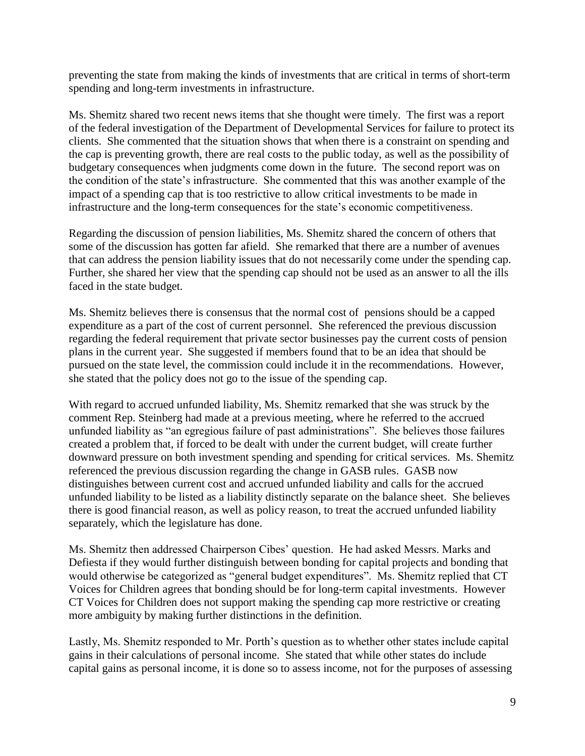preventing the state from making the kinds of investments that are critical in terms of short-term spending and long-term investments in infrastructure.

Ms. Shemitz shared two recent news items that she thought were timely. The first was a report of the federal investigation of the Department of Developmental Services for failure to protect its clients. She commented that the situation shows that when there is a constraint on spending and the cap is preventing growth, there are real costs to the public today, as well as the possibility of budgetary consequences when judgments come down in the future. The second report was on the condition of the state's infrastructure. She commented that this was another example of the impact of a spending cap that is too restrictive to allow critical investments to be made in infrastructure and the long-term consequences for the state's economic competitiveness.

Regarding the discussion of pension liabilities, Ms. Shemitz shared the concern of others that some of the discussion has gotten far afield. She remarked that there are a number of avenues that can address the pension liability issues that do not necessarily come under the spending cap. Further, she shared her view that the spending cap should not be used as an answer to all the ills faced in the state budget.

Ms. Shemitz believes there is consensus that the normal cost of pensions should be a capped expenditure as a part of the cost of current personnel. She referenced the previous discussion regarding the federal requirement that private sector businesses pay the current costs of pension plans in the current year. She suggested if members found that to be an idea that should be pursued on the state level, the commission could include it in the recommendations. However, she stated that the policy does not go to the issue of the spending cap.

With regard to accrued unfunded liability, Ms. Shemitz remarked that she was struck by the comment Rep. Steinberg had made at a previous meeting, where he referred to the accrued unfunded liability as "an egregious failure of past administrations". She believes those failures created a problem that, if forced to be dealt with under the current budget, will create further downward pressure on both investment spending and spending for critical services. Ms. Shemitz referenced the previous discussion regarding the change in GASB rules. GASB now distinguishes between current cost and accrued unfunded liability and calls for the accrued unfunded liability to be listed as a liability distinctly separate on the balance sheet. She believes there is good financial reason, as well as policy reason, to treat the accrued unfunded liability separately, which the legislature has done.

Ms. Shemitz then addressed Chairperson Cibes' question. He had asked Messrs. Marks and Defiesta if they would further distinguish between bonding for capital projects and bonding that would otherwise be categorized as "general budget expenditures". Ms. Shemitz replied that CT Voices for Children agrees that bonding should be for long-term capital investments. However CT Voices for Children does not support making the spending cap more restrictive or creating more ambiguity by making further distinctions in the definition.

Lastly, Ms. Shemitz responded to Mr. Porth's question as to whether other states include capital gains in their calculations of personal income. She stated that while other states do include capital gains as personal income, it is done so to assess income, not for the purposes of assessing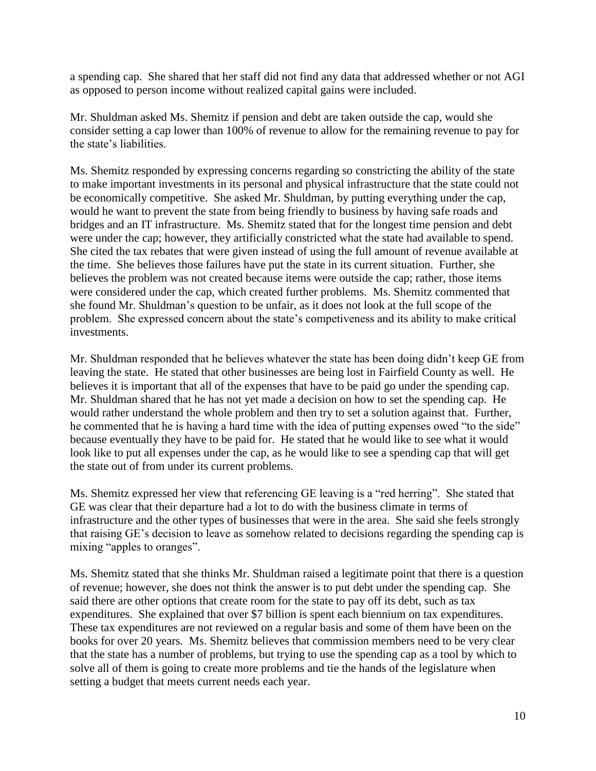a spending cap. She shared that her staff did not find any data that addressed whether or not AGI as opposed to person income without realized capital gains were included.

Mr. Shuldman asked Ms. Shemitz if pension and debt are taken outside the cap, would she consider setting a cap lower than 100% of revenue to allow for the remaining revenue to pay for the state's liabilities.

Ms. Shemitz responded by expressing concerns regarding so constricting the ability of the state to make important investments in its personal and physical infrastructure that the state could not be economically competitive. She asked Mr. Shuldman, by putting everything under the cap, would he want to prevent the state from being friendly to business by having safe roads and bridges and an IT infrastructure. Ms. Shemitz stated that for the longest time pension and debt were under the cap; however, they artificially constricted what the state had available to spend. She cited the tax rebates that were given instead of using the full amount of revenue available at the time. She believes those failures have put the state in its current situation. Further, she believes the problem was not created because items were outside the cap; rather, those items were considered under the cap, which created further problems. Ms. Shemitz commented that she found Mr. Shuldman's question to be unfair, as it does not look at the full scope of the problem. She expressed concern about the state's competiveness and its ability to make critical investments.

Mr. Shuldman responded that he believes whatever the state has been doing didn't keep GE from leaving the state. He stated that other businesses are being lost in Fairfield County as well. He believes it is important that all of the expenses that have to be paid go under the spending cap. Mr. Shuldman shared that he has not yet made a decision on how to set the spending cap. He would rather understand the whole problem and then try to set a solution against that. Further, he commented that he is having a hard time with the idea of putting expenses owed "to the side" because eventually they have to be paid for. He stated that he would like to see what it would look like to put all expenses under the cap, as he would like to see a spending cap that will get the state out of from under its current problems.

Ms. Shemitz expressed her view that referencing GE leaving is a "red herring". She stated that GE was clear that their departure had a lot to do with the business climate in terms of infrastructure and the other types of businesses that were in the area. She said she feels strongly that raising GE's decision to leave as somehow related to decisions regarding the spending cap is mixing "apples to oranges".

Ms. Shemitz stated that she thinks Mr. Shuldman raised a legitimate point that there is a question of revenue; however, she does not think the answer is to put debt under the spending cap. She said there are other options that create room for the state to pay off its debt, such as tax expenditures. She explained that over $7 billion is spent each biennium on tax expenditures. These tax expenditures are not reviewed on a regular basis and some of them have been on the books for over 20 years. Ms. Shemitz believes that commission members need to be very clear that the state has a number of problems, but trying to use the spending cap as a tool by which to solve all of them is going to create more problems and tie the hands of the legislature when setting a budget that meets current needs each year.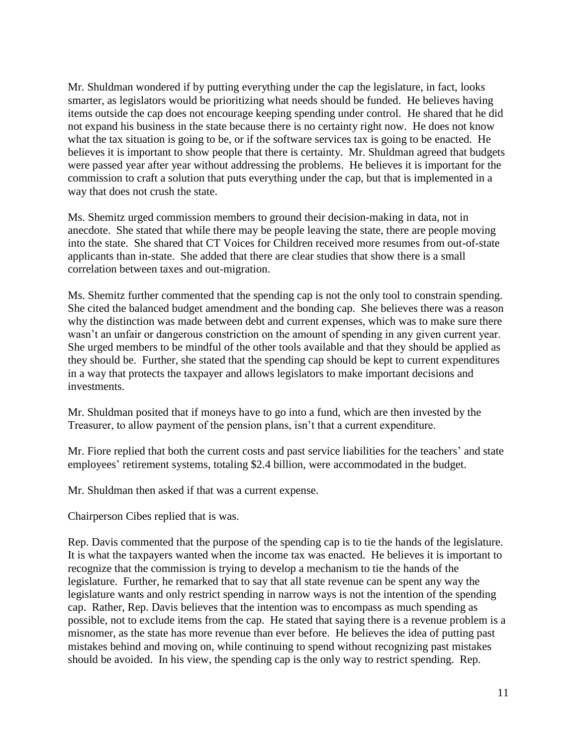Mr. Shuldman wondered if by putting everything under the cap the legislature, in fact, looks smarter, as legislators would be prioritizing what needs should be funded. He believes having items outside the cap does not encourage keeping spending under control. He shared that he did not expand his business in the state because there is no certainty right now. He does not know what the tax situation is going to be, or if the software services tax is going to be enacted. He believes it is important to show people that there is certainty. Mr. Shuldman agreed that budgets were passed year after year without addressing the problems. He believes it is important for the commission to craft a solution that puts everything under the cap, but that is implemented in a way that does not crush the state.

Ms. Shemitz urged commission members to ground their decision-making in data, not in anecdote. She stated that while there may be people leaving the state, there are people moving into the state. She shared that CT Voices for Children received more resumes from out-of-state applicants than in-state. She added that there are clear studies that show there is a small correlation between taxes and out-migration.

Ms. Shemitz further commented that the spending cap is not the only tool to constrain spending. She cited the balanced budget amendment and the bonding cap. She believes there was a reason why the distinction was made between debt and current expenses, which was to make sure there wasn't an unfair or dangerous constriction on the amount of spending in any given current year. She urged members to be mindful of the other tools available and that they should be applied as they should be. Further, she stated that the spending cap should be kept to current expenditures in a way that protects the taxpayer and allows legislators to make important decisions and investments.

Mr. Shuldman posited that if moneys have to go into a fund, which are then invested by the Treasurer, to allow payment of the pension plans, isn't that a current expenditure.

Mr. Fiore replied that both the current costs and past service liabilities for the teachers' and state employees' retirement systems, totaling $2.4 billion, were accommodated in the budget.

Mr. Shuldman then asked if that was a current expense.

Chairperson Cibes replied that is was.

Rep. Davis commented that the purpose of the spending cap is to tie the hands of the legislature. It is what the taxpayers wanted when the income tax was enacted. He believes it is important to recognize that the commission is trying to develop a mechanism to tie the hands of the legislature. Further, he remarked that to say that all state revenue can be spent any way the legislature wants and only restrict spending in narrow ways is not the intention of the spending cap. Rather, Rep. Davis believes that the intention was to encompass as much spending as possible, not to exclude items from the cap. He stated that saying there is a revenue problem is a misnomer, as the state has more revenue than ever before. He believes the idea of putting past mistakes behind and moving on, while continuing to spend without recognizing past mistakes should be avoided. In his view, the spending cap is the only way to restrict spending. Rep.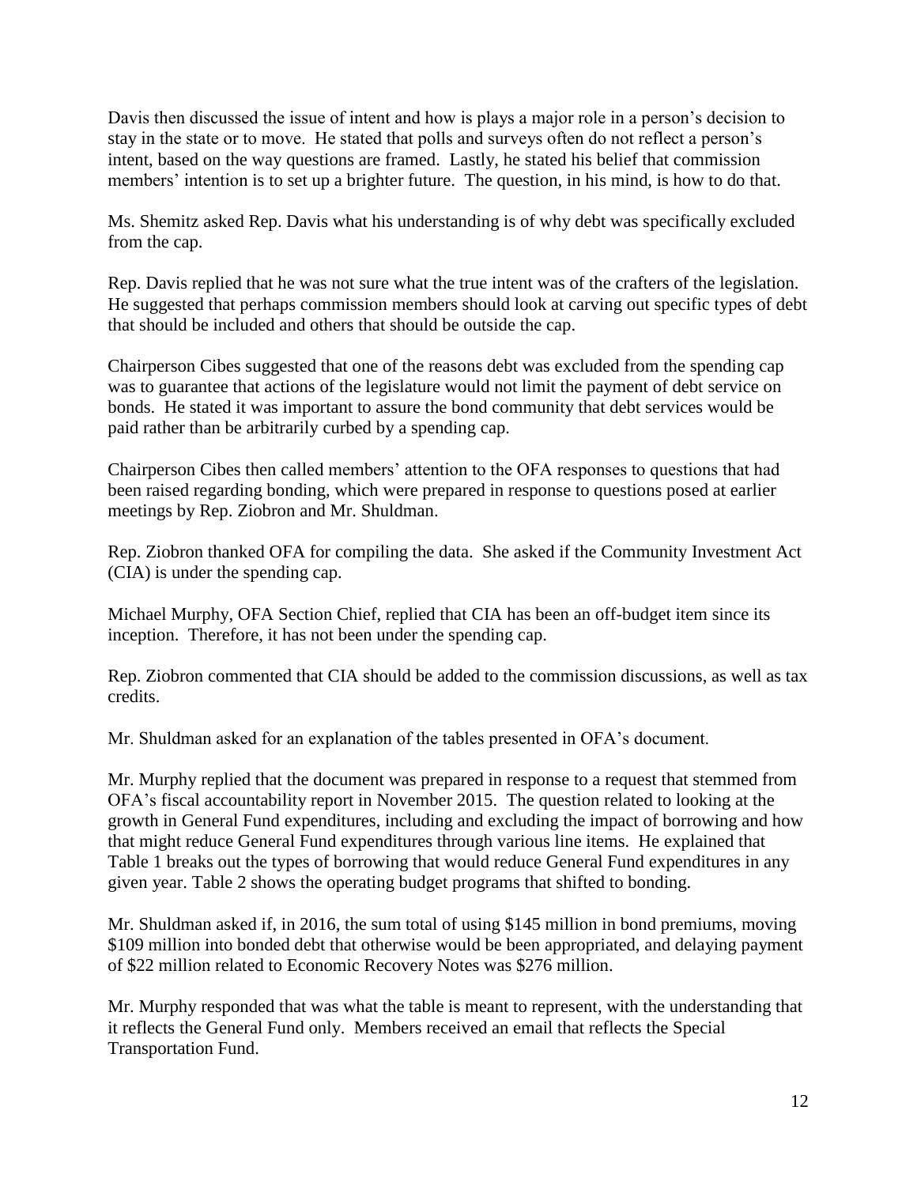Davis then discussed the issue of intent and how is plays a major role in a person's decision to stay in the state or to move. He stated that polls and surveys often do not reflect a person's intent, based on the way questions are framed. Lastly, he stated his belief that commission members' intention is to set up a brighter future. The question, in his mind, is how to do that.

Ms. Shemitz asked Rep. Davis what his understanding is of why debt was specifically excluded from the cap.

Rep. Davis replied that he was not sure what the true intent was of the crafters of the legislation. He suggested that perhaps commission members should look at carving out specific types of debt that should be included and others that should be outside the cap.

Chairperson Cibes suggested that one of the reasons debt was excluded from the spending cap was to guarantee that actions of the legislature would not limit the payment of debt service on bonds. He stated it was important to assure the bond community that debt services would be paid rather than be arbitrarily curbed by a spending cap.

Chairperson Cibes then called members' attention to the OFA responses to questions that had been raised regarding bonding, which were prepared in response to questions posed at earlier meetings by Rep. Ziobron and Mr. Shuldman.

Rep. Ziobron thanked OFA for compiling the data. She asked if the Community Investment Act (CIA) is under the spending cap.

Michael Murphy, OFA Section Chief, replied that CIA has been an off-budget item since its inception. Therefore, it has not been under the spending cap.

Rep. Ziobron commented that CIA should be added to the commission discussions, as well as tax credits.

Mr. Shuldman asked for an explanation of the tables presented in OFA's document.

Mr. Murphy replied that the document was prepared in response to a request that stemmed from OFA's fiscal accountability report in November 2015. The question related to looking at the growth in General Fund expenditures, including and excluding the impact of borrowing and how that might reduce General Fund expenditures through various line items. He explained that Table 1 breaks out the types of borrowing that would reduce General Fund expenditures in any given year. Table 2 shows the operating budget programs that shifted to bonding.

Mr. Shuldman asked if, in 2016, the sum total of using $145 million in bond premiums, moving $109 million into bonded debt that otherwise would be been appropriated, and delaying payment of $22 million related to Economic Recovery Notes was $276 million.

Mr. Murphy responded that was what the table is meant to represent, with the understanding that it reflects the General Fund only. Members received an email that reflects the Special Transportation Fund.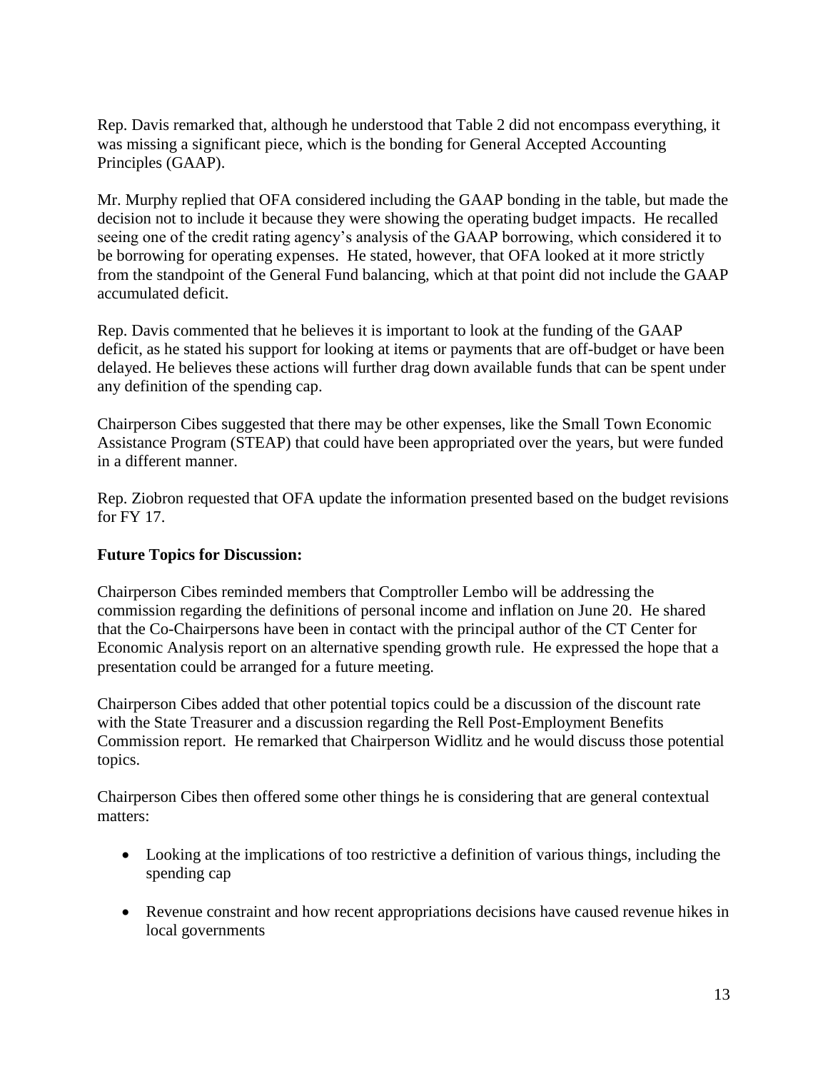Rep. Davis remarked that, although he understood that Table 2 did not encompass everything, it was missing a significant piece, which is the bonding for General Accepted Accounting Principles (GAAP).

Mr. Murphy replied that OFA considered including the GAAP bonding in the table, but made the decision not to include it because they were showing the operating budget impacts. He recalled seeing one of the credit rating agency's analysis of the GAAP borrowing, which considered it to be borrowing for operating expenses. He stated, however, that OFA looked at it more strictly from the standpoint of the General Fund balancing, which at that point did not include the GAAP accumulated deficit.

Rep. Davis commented that he believes it is important to look at the funding of the GAAP deficit, as he stated his support for looking at items or payments that are off-budget or have been delayed. He believes these actions will further drag down available funds that can be spent under any definition of the spending cap.

Chairperson Cibes suggested that there may be other expenses, like the Small Town Economic Assistance Program (STEAP) that could have been appropriated over the years, but were funded in a different manner.

Rep. Ziobron requested that OFA update the information presented based on the budget revisions for FY 17.

**Future Topics for Discussion:**

Chairperson Cibes reminded members that Comptroller Lembo will be addressing the commission regarding the definitions of personal income and inflation on June 20. He shared that the Co-Chairpersons have been in contact with the principal author of the CT Center for Economic Analysis report on an alternative spending growth rule. He expressed the hope that a presentation could be arranged for a future meeting.

Chairperson Cibes added that other potential topics could be a discussion of the discount rate with the State Treasurer and a discussion regarding the Rell Post-Employment Benefits Commission report. He remarked that Chairperson Widlitz and he would discuss those potential topics.

Chairperson Cibes then offered some other things he is considering that are general contextual matters:

- Looking at the implications of too restrictive a definition of various things, including the spending cap
- Revenue constraint and how recent appropriations decisions have caused revenue hikes in local governments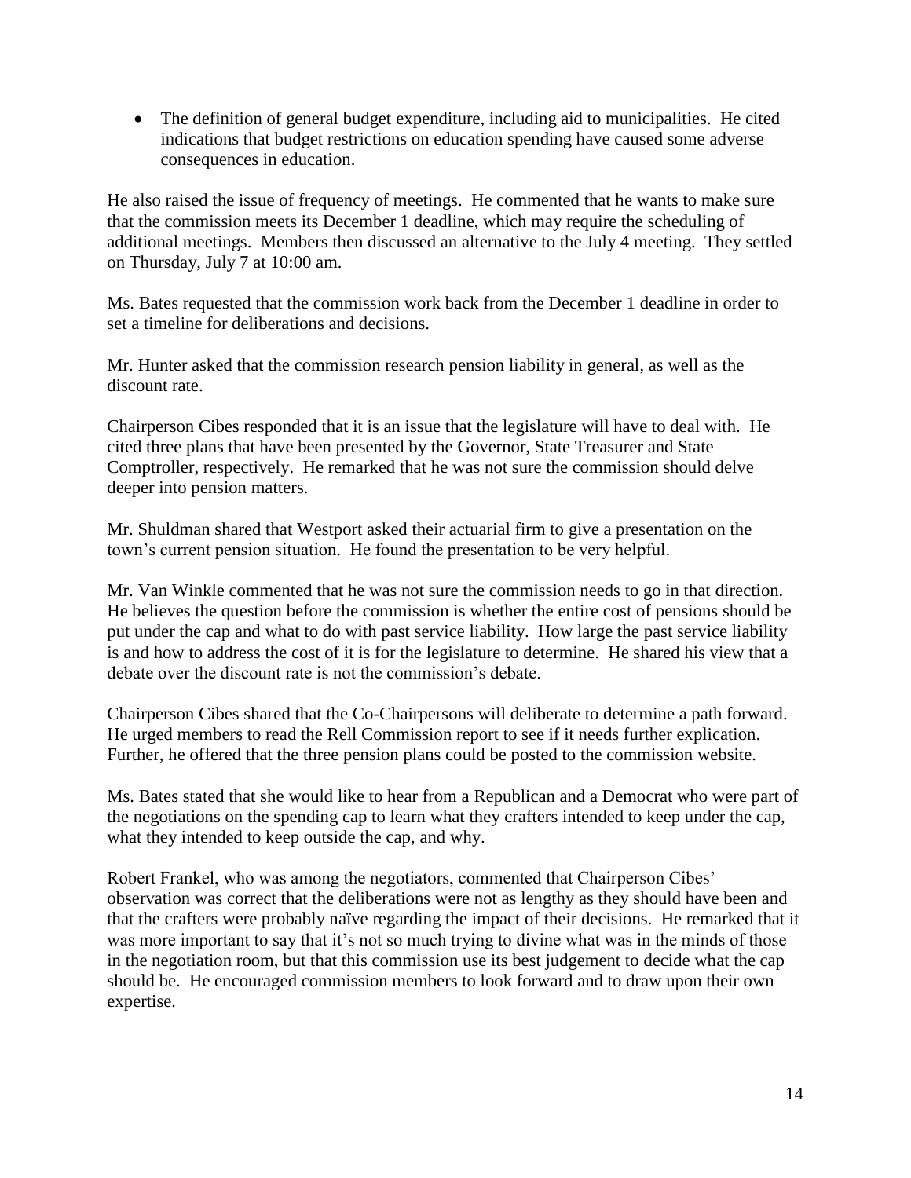- The definition of general budget expenditure, including aid to municipalities. He cited indications that budget restrictions on education spending have caused some adverse consequences in education.

He also raised the issue of frequency of meetings. He commented that he wants to make sure that the commission meets its December 1 deadline, which may require the scheduling of additional meetings. Members then discussed an alternative to the July 4 meeting. They settled on Thursday, July 7 at 10:00 am.

Ms. Bates requested that the commission work back from the December 1 deadline in order to set a timeline for deliberations and decisions.

Mr. Hunter asked that the commission research pension liability in general, as well as the discount rate.

Chairperson Cibes responded that it is an issue that the legislature will have to deal with. He cited three plans that have been presented by the Governor, State Treasurer and State Comptroller, respectively. He remarked that he was not sure the commission should delve deeper into pension matters.

Mr. Shuldman shared that Westport asked their actuarial firm to give a presentation on the town's current pension situation. He found the presentation to be very helpful.

Mr. Van Winkle commented that he was not sure the commission needs to go in that direction. He believes the question before the commission is whether the entire cost of pensions should be put under the cap and what to do with past service liability. How large the past service liability is and how to address the cost of it is for the legislature to determine. He shared his view that a debate over the discount rate is not the commission's debate.

Chairperson Cibes shared that the Co-Chairpersons will deliberate to determine a path forward. He urged members to read the Rell Commission report to see if it needs further explication. Further, he offered that the three pension plans could be posted to the commission website.

Ms. Bates stated that she would like to hear from a Republican and a Democrat who were part of the negotiations on the spending cap to learn what they crafters intended to keep under the cap, what they intended to keep outside the cap, and why.

Robert Frankel, who was among the negotiators, commented that Chairperson Cibes' observation was correct that the deliberations were not as lengthy as they should have been and that the crafters were probably naïve regarding the impact of their decisions. He remarked that it was more important to say that it's not so much trying to divine what was in the minds of those in the negotiation room, but that this commission use its best judgement to decide what the cap should be. He encouraged commission members to look forward and to draw upon their own expertise.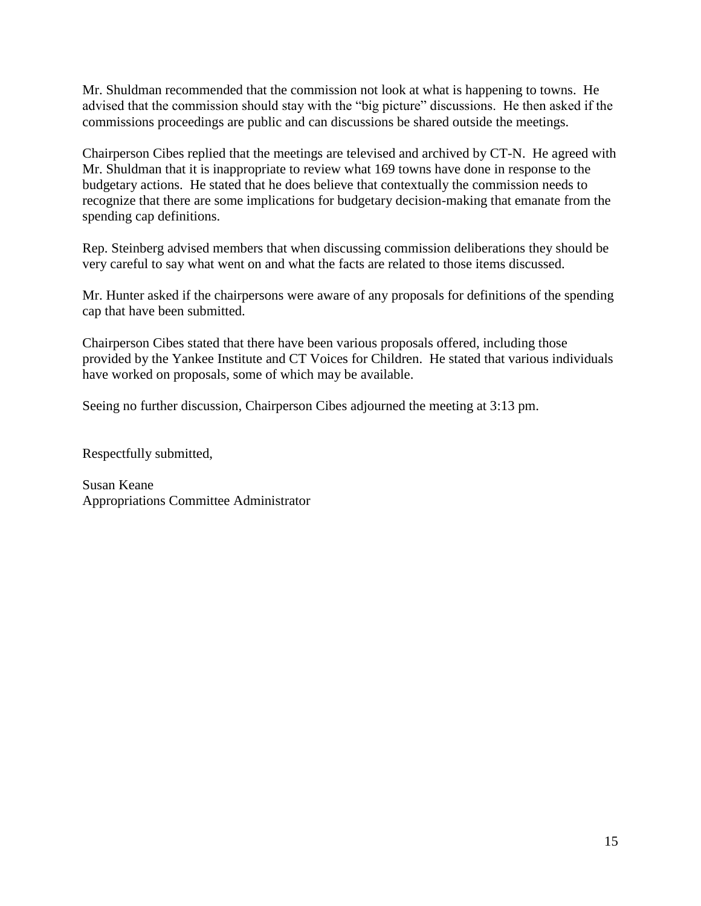Mr. Shuldman recommended that the commission not look at what is happening to towns. He advised that the commission should stay with the "big picture" discussions. He then asked if the commissions proceedings are public and can discussions be shared outside the meetings.

Chairperson Cibes replied that the meetings are televised and archived by CT-N. He agreed with Mr. Shuldman that it is inappropriate to review what 169 towns have done in response to the budgetary actions. He stated that he does believe that contextually the commission needs to recognize that there are some implications for budgetary decision-making that emanate from the spending cap definitions.

Rep. Steinberg advised members that when discussing commission deliberations they should be very careful to say what went on and what the facts are related to those items discussed.

Mr. Hunter asked if the chairpersons were aware of any proposals for definitions of the spending cap that have been submitted.

Chairperson Cibes stated that there have been various proposals offered, including those provided by the Yankee Institute and CT Voices for Children. He stated that various individuals have worked on proposals, some of which may be available.

Seeing no further discussion, Chairperson Cibes adjourned the meeting at 3:13 pm.

Respectfully submitted,

Susan Keane
Appropriations Committee Administrator